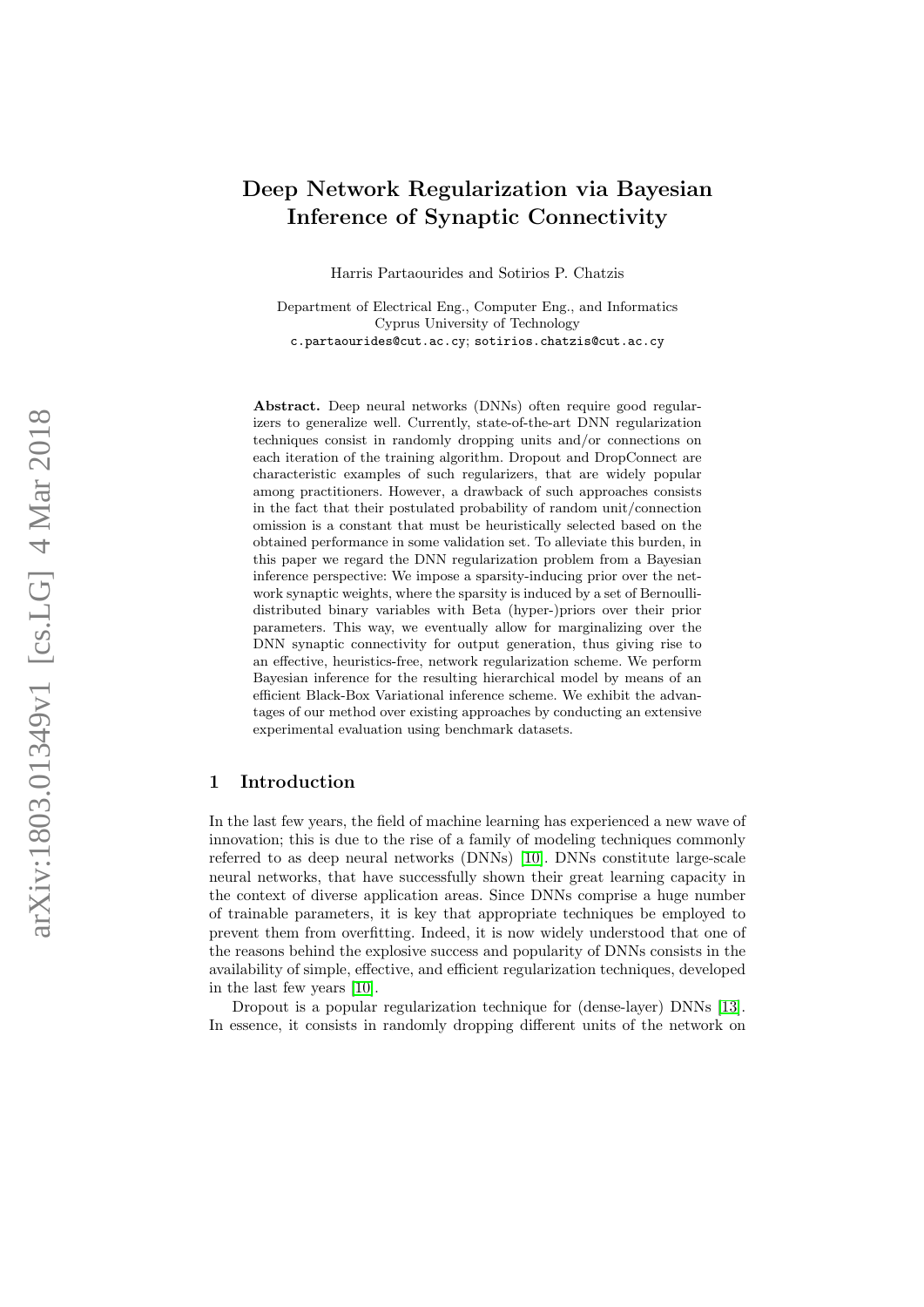# Deep Network Regularization via Bayesian Inference of Synaptic Connectivity

Harris Partaourides and Sotirios P. Chatzis

Department of Electrical Eng., Computer Eng., and Informatics
Cyprus University of Technology
c.partaourides@cut.ac.cy; sotirios.chatzis@cut.ac.cy

**Abstract.** Deep neural networks (DNNs) often require good regularizers to generalize well. Currently, state-of-the-art DNN regularization techniques consist in randomly dropping units and/or connections on each iteration of the training algorithm. Dropout and DropConnect are characteristic examples of such regularizers, that are widely popular among practitioners. However, a drawback of such approaches consists in the fact that their postulated probability of random unit/connection omission is a constant that must be heuristically selected based on the obtained performance in some validation set. To alleviate this burden, in this paper we regard the DNN regularization problem from a Bayesian inference perspective: We impose a sparsity-inducing prior over the network synaptic weights, where the sparsity is induced by a set of Bernoulli-distributed binary variables with Beta (hyper-)priors over their prior parameters. This way, we eventually allow for marginalizing over the DNN synaptic connectivity for output generation, thus giving rise to an effective, heuristics-free, network regularization scheme. We perform Bayesian inference for the resulting hierarchical model by means of an efficient Black-Box Variational inference scheme. We exhibit the advantages of our method over existing approaches by conducting an extensive experimental evaluation using benchmark datasets.

## 1 Introduction

In the last few years, the field of machine learning has experienced a new wave of innovation; this is due to the rise of a family of modeling techniques commonly referred to as deep neural networks (DNNs) [10]. DNNs constitute large-scale neural networks, that have successfully shown their great learning capacity in the context of diverse application areas. Since DNNs comprise a huge number of trainable parameters, it is key that appropriate techniques be employed to prevent them from overfitting. Indeed, it is now widely understood that one of the reasons behind the explosive success and popularity of DNNs consists in the availability of simple, effective, and efficient regularization techniques, developed in the last few years [10].

Dropout is a popular regularization technique for (dense-layer) DNNs [13]. In essence, it consists in randomly dropping different units of the network on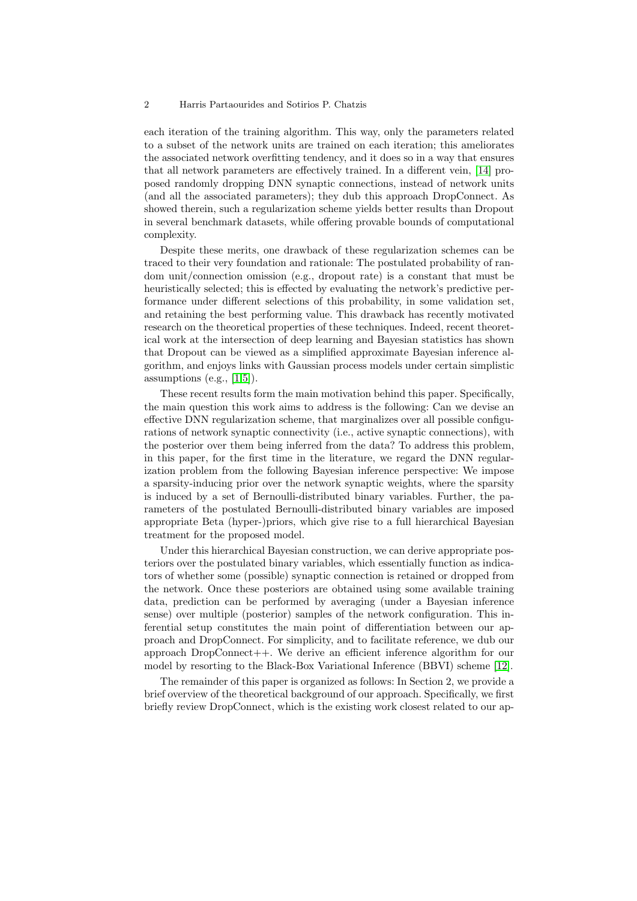each iteration of the training algorithm. This way, only the parameters related to a subset of the network units are trained on each iteration; this ameliorates the associated network overfitting tendency, and it does so in a way that ensures that all network parameters are effectively trained. In a different vein, [14] proposed randomly dropping DNN synaptic connections, instead of network units (and all the associated parameters); they dub this approach DropConnect. As showed therein, such a regularization scheme yields better results than Dropout in several benchmark datasets, while offering provable bounds of computational complexity.

Despite these merits, one drawback of these regularization schemes can be traced to their very foundation and rationale: The postulated probability of random unit/connection omission (e.g., dropout rate) is a constant that must be heuristically selected; this is effected by evaluating the network's predictive performance under different selections of this probability, in some validation set, and retaining the best performing value. This drawback has recently motivated research on the theoretical properties of these techniques. Indeed, recent theoretical work at the intersection of deep learning and Bayesian statistics has shown that Dropout can be viewed as a simplified approximate Bayesian inference algorithm, and enjoys links with Gaussian process models under certain simplistic assumptions (e.g., [1,5]).

These recent results form the main motivation behind this paper. Specifically, the main question this work aims to address is the following: Can we devise an effective DNN regularization scheme, that marginalizes over all possible configurations of network synaptic connectivity (i.e., active synaptic connections), with the posterior over them being inferred from the data? To address this problem, in this paper, for the first time in the literature, we regard the DNN regularization problem from the following Bayesian inference perspective: We impose a sparsity-inducing prior over the network synaptic weights, where the sparsity is induced by a set of Bernoulli-distributed binary variables. Further, the parameters of the postulated Bernoulli-distributed binary variables are imposed appropriate Beta (hyper-)priors, which give rise to a full hierarchical Bayesian treatment for the proposed model.

Under this hierarchical Bayesian construction, we can derive appropriate posteriors over the postulated binary variables, which essentially function as indicators of whether some (possible) synaptic connection is retained or dropped from the network. Once these posteriors are obtained using some available training data, prediction can be performed by averaging (under a Bayesian inference sense) over multiple (posterior) samples of the network configuration. This inferential setup constitutes the main point of differentiation between our approach and DropConnect. For simplicity, and to facilitate reference, we dub our approach DropConnect++. We derive an efficient inference algorithm for our model by resorting to the Black-Box Variational Inference (BBVI) scheme [12].

The remainder of this paper is organized as follows: In Section 2, we provide a brief overview of the theoretical background of our approach. Specifically, we first briefly review DropConnect, which is the existing work closest related to our ap-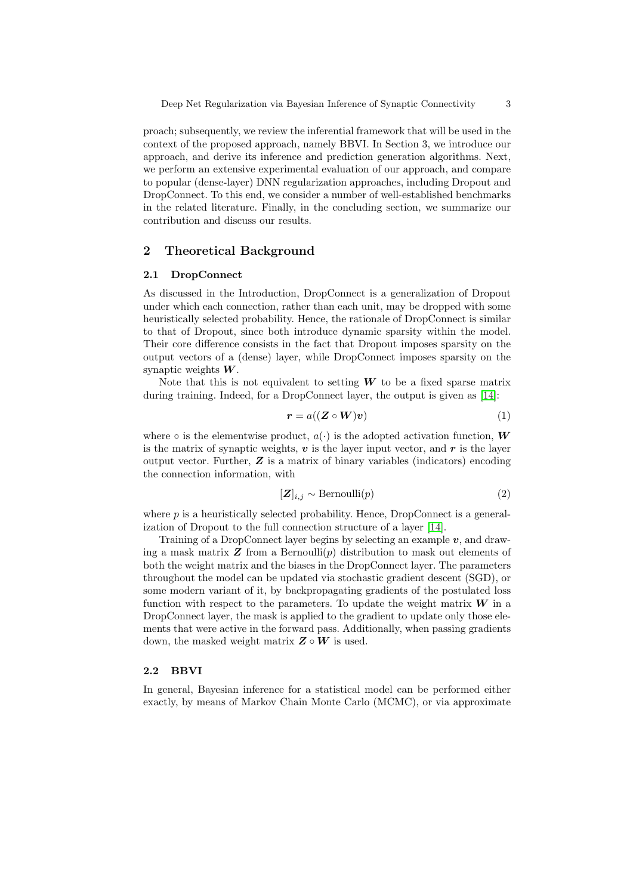proach; subsequently, we review the inferential framework that will be used in the context of the proposed approach, namely BBVI. In Section 3, we introduce our approach, and derive its inference and prediction generation algorithms. Next, we perform an extensive experimental evaluation of our approach, and compare to popular (dense-layer) DNN regularization approaches, including Dropout and DropConnect. To this end, we consider a number of well-established benchmarks in the related literature. Finally, in the concluding section, we summarize our contribution and discuss our results.

## 2 Theoretical Background

### 2.1 DropConnect

As discussed in the Introduction, DropConnect is a generalization of Dropout under which each connection, rather than each unit, may be dropped with some heuristically selected probability. Hence, the rationale of DropConnect is similar to that of Dropout, since both introduce dynamic sparsity within the model. Their core difference consists in the fact that Dropout imposes sparsity on the output vectors of a (dense) layer, while DropConnect imposes sparsity on the synaptic weights $\boldsymbol{W}$.

Note that this is not equivalent to setting $\boldsymbol{W}$ to be a fixed sparse matrix during training. Indeed, for a DropConnect layer, the output is given as [14]:

$$\boldsymbol{r} = a((\boldsymbol{Z} \circ \boldsymbol{W})\boldsymbol{v}) \tag{1}$$

where $\circ$ is the elementwise product, $a(\cdot)$ is the adopted activation function, $\boldsymbol{W}$ is the matrix of synaptic weights, $\boldsymbol{v}$ is the layer input vector, and $\boldsymbol{r}$ is the layer output vector. Further, $\boldsymbol{Z}$ is a matrix of binary variables (indicators) encoding the connection information, with

$$[\boldsymbol{Z}]_{i,j} \sim \text{Bernoulli}(p) \tag{2}$$

where $p$ is a heuristically selected probability. Hence, DropConnect is a generalization of Dropout to the full connection structure of a layer [14].

Training of a DropConnect layer begins by selecting an example $\boldsymbol{v}$, and drawing a mask matrix $\boldsymbol{Z}$ from a Bernoulli($p$) distribution to mask out elements of both the weight matrix and the biases in the DropConnect layer. The parameters throughout the model can be updated via stochastic gradient descent (SGD), or some modern variant of it, by backpropagating gradients of the postulated loss function with respect to the parameters. To update the weight matrix $\boldsymbol{W}$ in a DropConnect layer, the mask is applied to the gradient to update only those elements that were active in the forward pass. Additionally, when passing gradients down, the masked weight matrix $\boldsymbol{Z} \circ \boldsymbol{W}$ is used.

### 2.2 BBVI

In general, Bayesian inference for a statistical model can be performed either exactly, by means of Markov Chain Monte Carlo (MCMC), or via approximate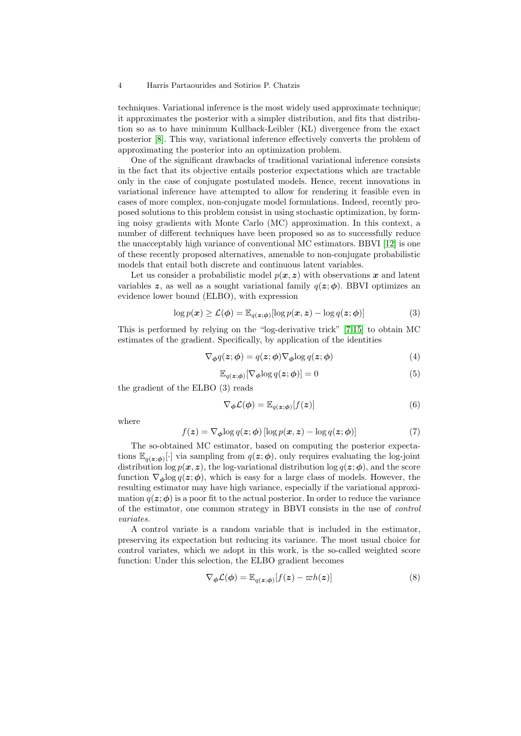techniques. Variational inference is the most widely used approximate technique; it approximates the posterior with a simpler distribution, and fits that distribution so as to have minimum Kullback-Leibler (KL) divergence from the exact posterior [8]. This way, variational inference effectively converts the problem of approximating the posterior into an optimization problem.

One of the significant drawbacks of traditional variational inference consists in the fact that its objective entails posterior expectations which are tractable only in the case of conjugate postulated models. Hence, recent innovations in variational inference have attempted to allow for rendering it feasible even in cases of more complex, non-conjugate model formulations. Indeed, recently proposed solutions to this problem consist in using stochastic optimization, by forming noisy gradients with Monte Carlo (MC) approximation. In this context, a number of different techniques have been proposed so as to successfully reduce the unacceptably high variance of conventional MC estimators. BBVI [12] is one of these recently proposed alternatives, amenable to non-conjugate probabilistic models that entail both discrete and continuous latent variables.

Let us consider a probabilistic model $p(\boldsymbol{x}, \boldsymbol{z})$ with observations $\boldsymbol{x}$ and latent variables $\boldsymbol{z}$, as well as a sought variational family $q(\boldsymbol{z}; \boldsymbol{\phi})$. BBVI optimizes an evidence lower bound (ELBO), with expression

$$\log p(\boldsymbol{x}) \geq \mathcal{L}(\boldsymbol{\phi}) = \mathbb{E}_{q(\boldsymbol{z};\boldsymbol{\phi})}[\log p(\boldsymbol{x}, \boldsymbol{z}) - \log q(\boldsymbol{z}; \boldsymbol{\phi})] \tag{3}$$

This is performed by relying on the "log-derivative trick" [7,15] to obtain MC estimates of the gradient. Specifically, by application of the identities

$$\nabla_{\boldsymbol{\phi}} q(\boldsymbol{z}; \boldsymbol{\phi}) = q(\boldsymbol{z}; \boldsymbol{\phi}) \nabla_{\boldsymbol{\phi}} \log q(\boldsymbol{z}; \boldsymbol{\phi}) \tag{4}$$

$$\mathbb{E}_{q(\boldsymbol{z};\boldsymbol{\phi})}[\nabla_{\boldsymbol{\phi}} \log q(\boldsymbol{z}; \boldsymbol{\phi})] = 0 \tag{5}$$

the gradient of the ELBO (3) reads

$$\nabla_{\boldsymbol{\phi}} \mathcal{L}(\boldsymbol{\phi}) = \mathbb{E}_{q(\boldsymbol{z};\boldsymbol{\phi})}[f(\boldsymbol{z})] \tag{6}$$

where

$$f(\boldsymbol{z}) = \nabla_{\boldsymbol{\phi}} \log q(\boldsymbol{z}; \boldsymbol{\phi}) \left[\log p(\boldsymbol{x}, \boldsymbol{z}) - \log q(\boldsymbol{z}; \boldsymbol{\phi})\right] \tag{7}$$

The so-obtained MC estimator, based on computing the posterior expectations $\mathbb{E}_{q(\boldsymbol{z};\boldsymbol{\phi})}[\cdot]$ via sampling from $q(\boldsymbol{z}; \boldsymbol{\phi})$, only requires evaluating the log-joint distribution $\log p(\boldsymbol{x}, \boldsymbol{z})$, the log-variational distribution $\log q(\boldsymbol{z}; \boldsymbol{\phi})$, and the score function $\nabla_{\boldsymbol{\phi}} \log q(\boldsymbol{z}; \boldsymbol{\phi})$, which is easy for a large class of models. However, the resulting estimator may have high variance, especially if the variational approximation $q(\boldsymbol{z}; \boldsymbol{\phi})$ is a poor fit to the actual posterior. In order to reduce the variance of the estimator, one common strategy in BBVI consists in the use of *control variates*.

A control variate is a random variable that is included in the estimator, preserving its expectation but reducing its variance. The most usual choice for control variates, which we adopt in this work, is the so-called weighted score function: Under this selection, the ELBO gradient becomes

$$\nabla_{\boldsymbol{\phi}} \mathcal{L}(\boldsymbol{\phi}) = \mathbb{E}_{q(\boldsymbol{z};\boldsymbol{\phi})}[f(\boldsymbol{z}) - \varpi h(\boldsymbol{z})] \tag{8}$$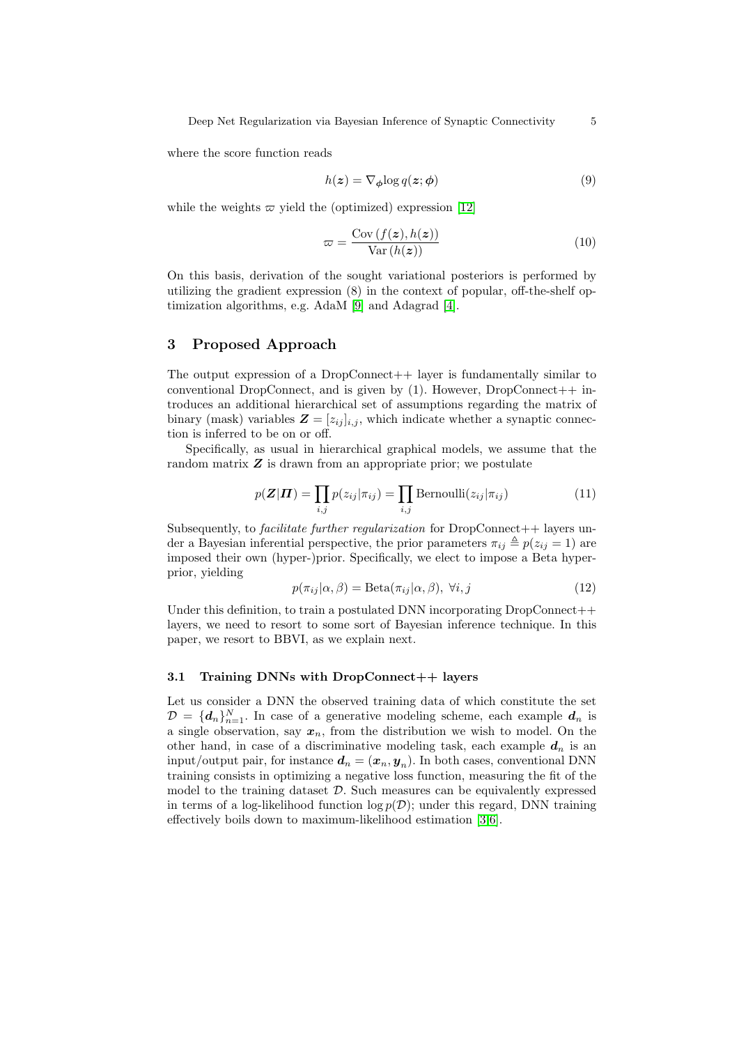where the score function reads

$$h(\boldsymbol{z}) = \nabla_{\boldsymbol{\phi}} \log q(\boldsymbol{z}; \boldsymbol{\phi}) \tag{9}$$

while the weights $\varpi$ yield the (optimized) expression [12]

$$\varpi = \frac{\mathrm{Cov}\left(f(\boldsymbol{z}), h(\boldsymbol{z})\right)}{\mathrm{Var}\left(h(\boldsymbol{z})\right)} \tag{10}$$

On this basis, derivation of the sought variational posteriors is performed by utilizing the gradient expression (8) in the context of popular, off-the-shelf optimization algorithms, e.g. AdaM [9] and Adagrad [4].

## 3 Proposed Approach

The output expression of a DropConnect++ layer is fundamentally similar to conventional DropConnect, and is given by (1). However, DropConnect++ introduces an additional hierarchical set of assumptions regarding the matrix of binary (mask) variables $\boldsymbol{Z} = [z_{ij}]_{i,j}$, which indicate whether a synaptic connection is inferred to be on or off.

Specifically, as usual in hierarchical graphical models, we assume that the random matrix $\boldsymbol{Z}$ is drawn from an appropriate prior; we postulate

$$p(\boldsymbol{Z}|\boldsymbol{\Pi}) = \prod_{i,j} p(z_{ij}|\pi_{ij}) = \prod_{i,j} \mathrm{Bernoulli}(z_{ij}|\pi_{ij}) \tag{11}$$

Subsequently, to *facilitate further regularization* for DropConnect++ layers under a Bayesian inferential perspective, the prior parameters $\pi_{ij} \triangleq p(z_{ij} = 1)$ are imposed their own (hyper-)prior. Specifically, we elect to impose a Beta hyperprior, yielding

$$p(\pi_{ij}|\alpha, \beta) = \mathrm{Beta}(\pi_{ij}|\alpha, \beta),\ \forall i, j \tag{12}$$

Under this definition, to train a postulated DNN incorporating DropConnect++ layers, we need to resort to some sort of Bayesian inference technique. In this paper, we resort to BBVI, as we explain next.

### 3.1 Training DNNs with DropConnect++ layers

Let us consider a DNN the observed training data of which constitute the set $\mathcal{D} = \{\boldsymbol{d}_n\}_{n=1}^N$. In case of a generative modeling scheme, each example $\boldsymbol{d}_n$ is a single observation, say $\boldsymbol{x}_n$, from the distribution we wish to model. On the other hand, in case of a discriminative modeling task, each example $\boldsymbol{d}_n$ is an input/output pair, for instance $\boldsymbol{d}_n = (\boldsymbol{x}_n, \boldsymbol{y}_n)$. In both cases, conventional DNN training consists in optimizing a negative loss function, measuring the fit of the model to the training dataset $\mathcal{D}$. Such measures can be equivalently expressed in terms of a log-likelihood function $\log p(\mathcal{D})$; under this regard, DNN training effectively boils down to maximum-likelihood estimation [3,6].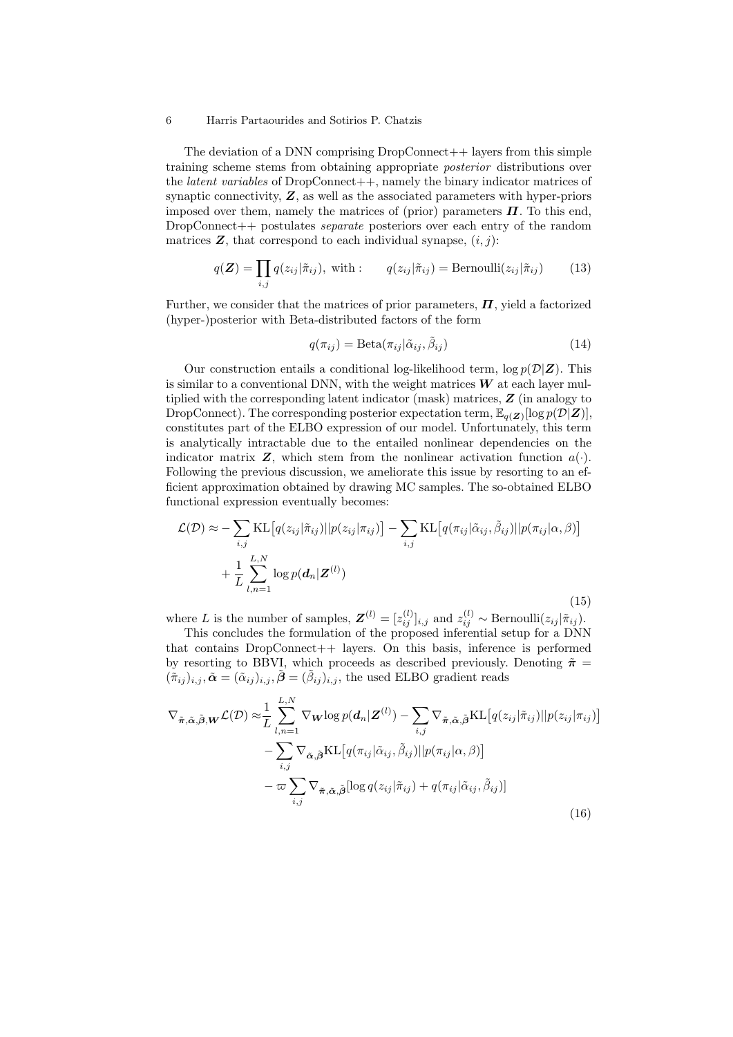The deviation of a DNN comprising DropConnect++ layers from this simple training scheme stems from obtaining appropriate *posterior* distributions over the *latent variables* of DropConnect++, namely the binary indicator matrices of synaptic connectivity, $\boldsymbol{Z}$, as well as the associated parameters with hyper-priors imposed over them, namely the matrices of (prior) parameters $\boldsymbol{\Pi}$. To this end, DropConnect++ postulates *separate* posteriors over each entry of the random matrices $\boldsymbol{Z}$, that correspond to each individual synapse, $(i, j)$:

$$q(\boldsymbol{Z}) = \prod_{i,j} q(z_{ij}|\tilde{\pi}_{ij}), \text{ with :} \qquad q(z_{ij}|\tilde{\pi}_{ij}) = \text{Bernoulli}(z_{ij}|\tilde{\pi}_{ij}) \tag{13}$$

Further, we consider that the matrices of prior parameters, $\boldsymbol{\Pi}$, yield a factorized (hyper-)posterior with Beta-distributed factors of the form

$$q(\pi_{ij}) = \text{Beta}(\pi_{ij}|\tilde{\alpha}_{ij}, \tilde{\beta}_{ij}) \tag{14}$$

Our construction entails a conditional log-likelihood term, $\log p(\mathcal{D}|\boldsymbol{Z})$. This is similar to a conventional DNN, with the weight matrices $\boldsymbol{W}$ at each layer multiplied with the corresponding latent indicator (mask) matrices, $\boldsymbol{Z}$ (in analogy to DropConnect). The corresponding posterior expectation term, $\mathbb{E}_{q(\boldsymbol{Z})}[\log p(\mathcal{D}|\boldsymbol{Z})]$, constitutes part of the ELBO expression of our model. Unfortunately, this term is analytically intractable due to the entailed nonlinear dependencies on the indicator matrix $\boldsymbol{Z}$, which stem from the nonlinear activation function $a(\cdot)$. Following the previous discussion, we ameliorate this issue by resorting to an efficient approximation obtained by drawing MC samples. The so-obtained ELBO functional expression eventually becomes:

$$\begin{aligned}\mathcal{L}(\mathcal{D}) \approx &- \sum_{i,j} \text{KL}\big[q(z_{ij}|\tilde{\pi}_{ij})||p(z_{ij}|\pi_{ij})\big] - \sum_{i,j} \text{KL}\big[q(\pi_{ij}|\tilde{\alpha}_{ij}, \tilde{\beta}_{ij})||p(\pi_{ij}|\alpha, \beta)\big] \\ &+ \frac{1}{L} \sum_{l,n=1}^{L,N} \log p(\boldsymbol{d}_n|\boldsymbol{Z}^{(l)})\end{aligned} \tag{15}$$

where $L$ is the number of samples, $\boldsymbol{Z}^{(l)} = [z_{ij}^{(l)}]_{i,j}$ and $z_{ij}^{(l)} \sim \text{Bernoulli}(z_{ij}|\tilde{\pi}_{ij})$.

This concludes the formulation of the proposed inferential setup for a DNN that contains DropConnect++ layers. On this basis, inference is performed by resorting to BBVI, which proceeds as described previously. Denoting $\tilde{\boldsymbol{\pi}} = (\tilde{\pi}_{ij})_{i,j}, \tilde{\boldsymbol{\alpha}} = (\tilde{\alpha}_{ij})_{i,j}, \tilde{\boldsymbol{\beta}} = (\tilde{\beta}_{ij})_{i,j}$, the used ELBO gradient reads

$$\begin{aligned}\nabla_{\tilde{\boldsymbol{\pi}},\tilde{\boldsymbol{\alpha}},\tilde{\boldsymbol{\beta}},\boldsymbol{W}} \mathcal{L}(\mathcal{D}) \approx &\frac{1}{L} \sum_{l,n=1}^{L,N} \nabla_{\boldsymbol{W}} \log p(\boldsymbol{d}_n|\boldsymbol{Z}^{(l)}) - \sum_{i,j} \nabla_{\tilde{\boldsymbol{\pi}},\tilde{\boldsymbol{\alpha}},\tilde{\boldsymbol{\beta}}} \text{KL}\big[q(z_{ij}|\tilde{\pi}_{ij})||p(z_{ij}|\pi_{ij})\big] \\ &- \sum_{i,j} \nabla_{\tilde{\boldsymbol{\alpha}},\tilde{\boldsymbol{\beta}}} \text{KL}\big[q(\pi_{ij}|\tilde{\alpha}_{ij}, \tilde{\beta}_{ij})||p(\pi_{ij}|\alpha, \beta)\big] \\ &- \varpi \sum_{i,j} \nabla_{\tilde{\boldsymbol{\pi}},\tilde{\boldsymbol{\alpha}},\tilde{\boldsymbol{\beta}}} [\log q(z_{ij}|\tilde{\pi}_{ij}) + q(\pi_{ij}|\tilde{\alpha}_{ij}, \tilde{\beta}_{ij})]\end{aligned} \tag{16}$$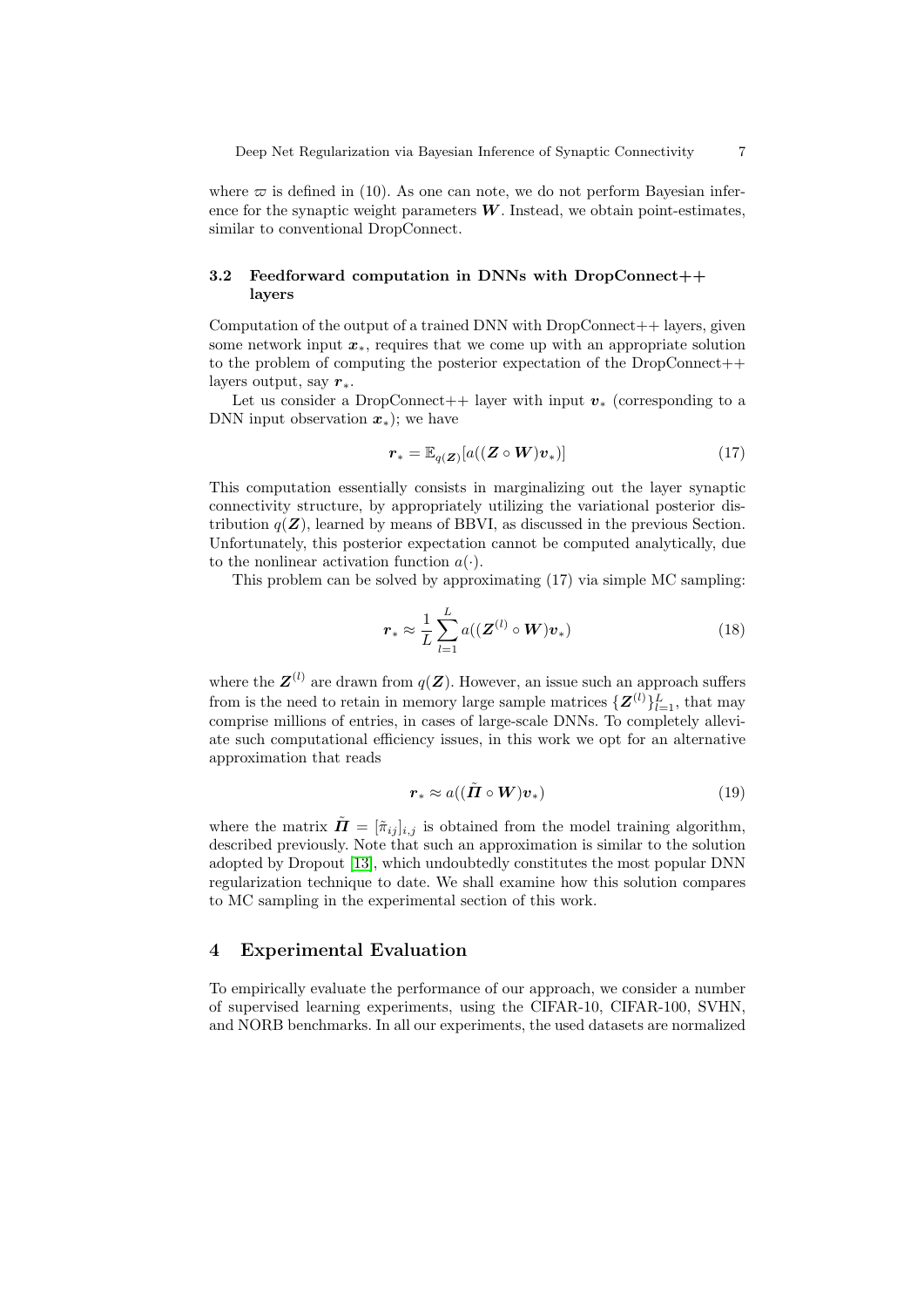where $\varpi$ is defined in (10). As one can note, we do not perform Bayesian inference for the synaptic weight parameters $\boldsymbol{W}$. Instead, we obtain point-estimates, similar to conventional DropConnect.

### 3.2 Feedforward computation in DNNs with DropConnect++ layers

Computation of the output of a trained DNN with DropConnect++ layers, given some network input $\boldsymbol{x}_*$, requires that we come up with an appropriate solution to the problem of computing the posterior expectation of the DropConnect++ layers output, say $\boldsymbol{r}_*$.

Let us consider a DropConnect++ layer with input $\boldsymbol{v}_*$ (corresponding to a DNN input observation $\boldsymbol{x}_*$); we have

$$\boldsymbol{r}_* = \mathbb{E}_{q(\boldsymbol{Z})}[a((\boldsymbol{Z} \circ \boldsymbol{W})\boldsymbol{v}_*)] \tag{17}$$

This computation essentially consists in marginalizing out the layer synaptic connectivity structure, by appropriately utilizing the variational posterior distribution $q(\boldsymbol{Z})$, learned by means of BBVI, as discussed in the previous Section. Unfortunately, this posterior expectation cannot be computed analytically, due to the nonlinear activation function $a(\cdot)$.

This problem can be solved by approximating (17) via simple MC sampling:

$$\boldsymbol{r}_* \approx \frac{1}{L} \sum_{l=1}^{L} a((\boldsymbol{Z}^{(l)} \circ \boldsymbol{W})\boldsymbol{v}_*) \tag{18}$$

where the $\boldsymbol{Z}^{(l)}$ are drawn from $q(\boldsymbol{Z})$. However, an issue such an approach suffers from is the need to retain in memory large sample matrices $\{\boldsymbol{Z}^{(l)}\}_{l=1}^{L}$, that may comprise millions of entries, in cases of large-scale DNNs. To completely alleviate such computational efficiency issues, in this work we opt for an alternative approximation that reads

$$\boldsymbol{r}_* \approx a((\tilde{\boldsymbol{\Pi}} \circ \boldsymbol{W})\boldsymbol{v}_*) \tag{19}$$

where the matrix $\tilde{\boldsymbol{\Pi}} = [\tilde{\pi}_{ij}]_{i,j}$ is obtained from the model training algorithm, described previously. Note that such an approximation is similar to the solution adopted by Dropout [13], which undoubtedly constitutes the most popular DNN regularization technique to date. We shall examine how this solution compares to MC sampling in the experimental section of this work.

## 4 Experimental Evaluation

To empirically evaluate the performance of our approach, we consider a number of supervised learning experiments, using the CIFAR-10, CIFAR-100, SVHN, and NORB benchmarks. In all our experiments, the used datasets are normalized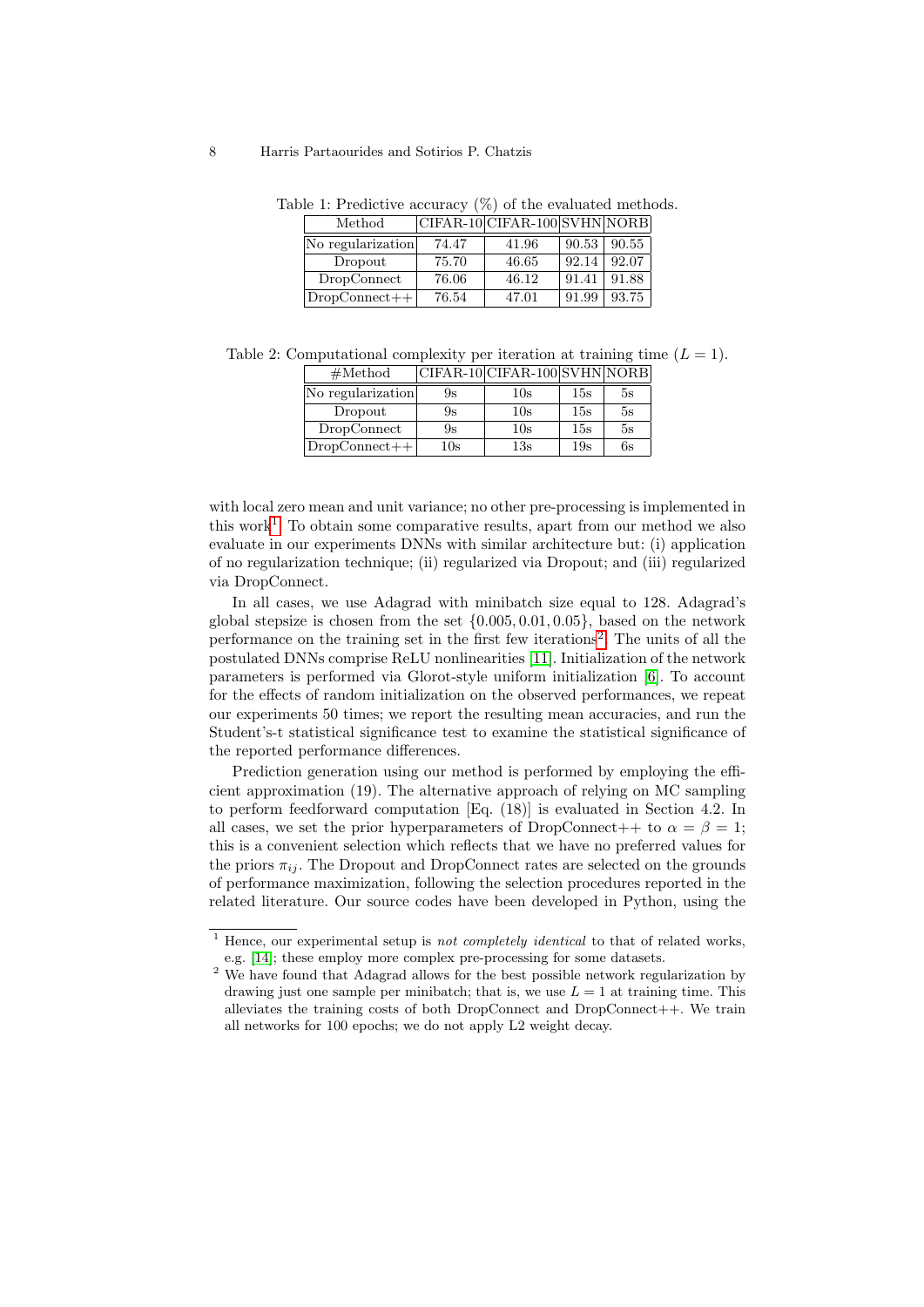Table 1: Predictive accuracy (%) of the evaluated methods.

| Method | CIFAR-10 | CIFAR-100 | SVHN | NORB |
|---|---|---|---|---|
| No regularization | 74.47 | 41.96 | 90.53 | 90.55 |
| Dropout | 75.70 | 46.65 | 92.14 | 92.07 |
| DropConnect | 76.06 | 46.12 | 91.41 | 91.88 |
| DropConnect++ | 76.54 | 47.01 | 91.99 | 93.75 |

Table 2: Computational complexity per iteration at training time ($L = 1$).

| #Method | CIFAR-10 | CIFAR-100 | SVHN | NORB |
|---|---|---|---|---|
| No regularization | 9s | 10s | 15s | 5s |
| Dropout | 9s | 10s | 15s | 5s |
| DropConnect | 9s | 10s | 15s | 5s |
| DropConnect++ | 10s | 13s | 19s | 6s |

with local zero mean and unit variance; no other pre-processing is implemented in this work[1]. To obtain some comparative results, apart from our method we also evaluate in our experiments DNNs with similar architecture but: (i) application of no regularization technique; (ii) regularized via Dropout; and (iii) regularized via DropConnect.

In all cases, we use Adagrad with minibatch size equal to 128. Adagrad's global stepsize is chosen from the set $\{0.005, 0.01, 0.05\}$, based on the network performance on the training set in the first few iterations[2]. The units of all the postulated DNNs comprise ReLU nonlinearities [11]. Initialization of the network parameters is performed via Glorot-style uniform initialization [6]. To account for the effects of random initialization on the observed performances, we repeat our experiments 50 times; we report the resulting mean accuracies, and run the Student's-t statistical significance test to examine the statistical significance of the reported performance differences.

Prediction generation using our method is performed by employing the efficient approximation (19). The alternative approach of relying on MC sampling to perform feedforward computation [Eq. (18)] is evaluated in Section 4.2. In all cases, we set the prior hyperparameters of DropConnect++ to $\alpha = \beta = 1$; this is a convenient selection which reflects that we have no preferred values for the priors $\pi_{ij}$. The Dropout and DropConnect rates are selected on the grounds of performance maximization, following the selection procedures reported in the related literature. Our source codes have been developed in Python, using the

---

[1] Hence, our experimental setup is *not completely identical* to that of related works, e.g. [14]; these employ more complex pre-processing for some datasets.

[2] We have found that Adagrad allows for the best possible network regularization by drawing just one sample per minibatch; that is, we use $L = 1$ at training time. This alleviates the training costs of both DropConnect and DropConnect++. We train all networks for 100 epochs; we do not apply L2 weight decay.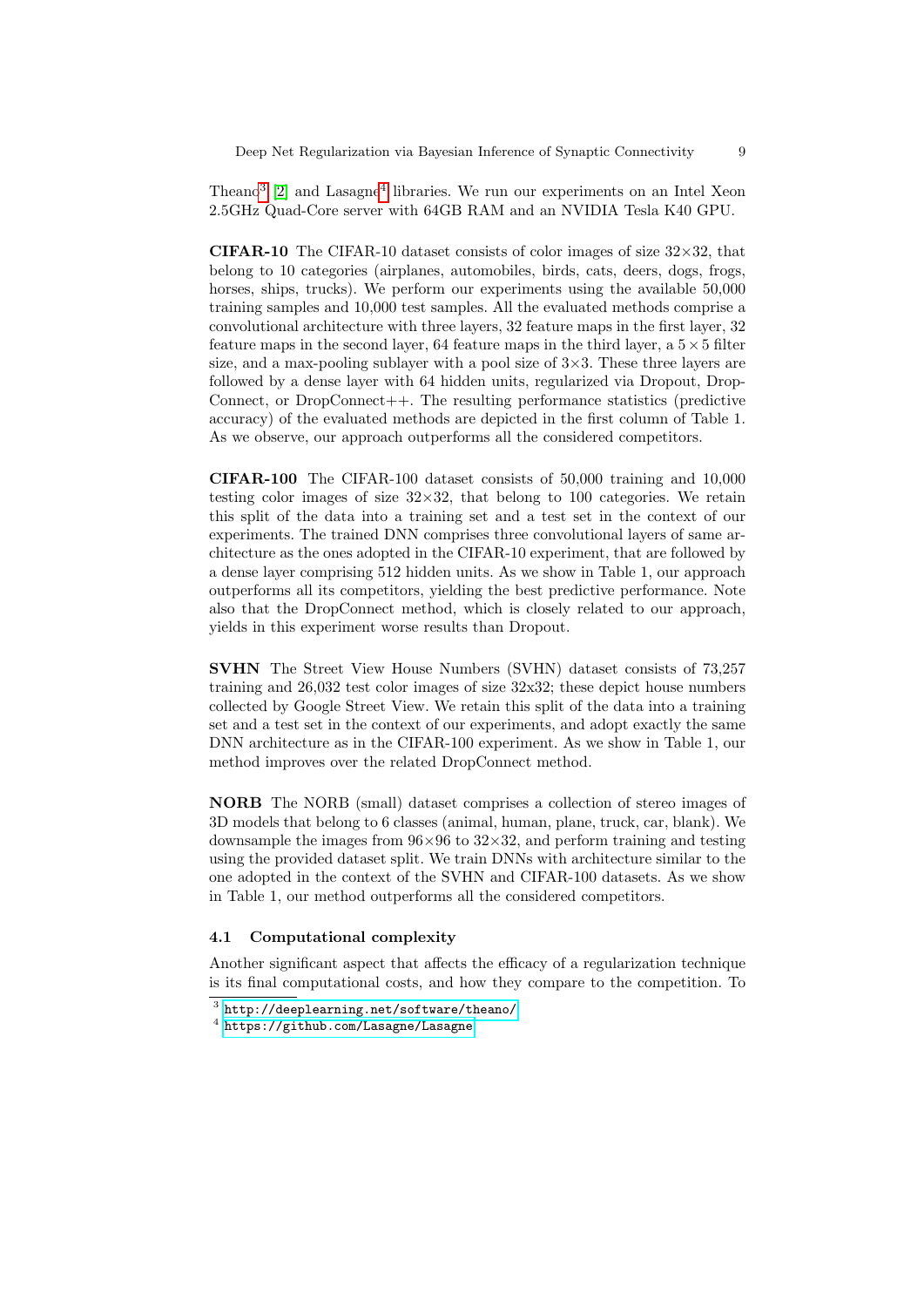Theano[3] [2] and Lasagne[4] libraries. We run our experiments on an Intel Xeon 2.5GHz Quad-Core server with 64GB RAM and an NVIDIA Tesla K40 GPU.

**CIFAR-10** The CIFAR-10 dataset consists of color images of size $32 \times 32$, that belong to 10 categories (airplanes, automobiles, birds, cats, deers, dogs, frogs, horses, ships, trucks). We perform our experiments using the available 50,000 training samples and 10,000 test samples. All the evaluated methods comprise a convolutional architecture with three layers, 32 feature maps in the first layer, 32 feature maps in the second layer, 64 feature maps in the third layer, a $5 \times 5$ filter size, and a max-pooling sublayer with a pool size of $3 \times 3$. These three layers are followed by a dense layer with 64 hidden units, regularized via Dropout, DropConnect, or DropConnect++. The resulting performance statistics (predictive accuracy) of the evaluated methods are depicted in the first column of Table 1. As we observe, our approach outperforms all the considered competitors.

**CIFAR-100** The CIFAR-100 dataset consists of 50,000 training and 10,000 testing color images of size $32 \times 32$, that belong to 100 categories. We retain this split of the data into a training set and a test set in the context of our experiments. The trained DNN comprises three convolutional layers of same architecture as the ones adopted in the CIFAR-10 experiment, that are followed by a dense layer comprising 512 hidden units. As we show in Table 1, our approach outperforms all its competitors, yielding the best predictive performance. Note also that the DropConnect method, which is closely related to our approach, yields in this experiment worse results than Dropout.

**SVHN** The Street View House Numbers (SVHN) dataset consists of 73,257 training and 26,032 test color images of size 32x32; these depict house numbers collected by Google Street View. We retain this split of the data into a training set and a test set in the context of our experiments, and adopt exactly the same DNN architecture as in the CIFAR-100 experiment. As we show in Table 1, our method improves over the related DropConnect method.

**NORB** The NORB (small) dataset comprises a collection of stereo images of 3D models that belong to 6 classes (animal, human, plane, truck, car, blank). We downsample the images from $96 \times 96$ to $32 \times 32$, and perform training and testing using the provided dataset split. We train DNNs with architecture similar to the one adopted in the context of the SVHN and CIFAR-100 datasets. As we show in Table 1, our method outperforms all the considered competitors.

### 4.1 Computational complexity

Another significant aspect that affects the efficacy of a regularization technique is its final computational costs, and how they compare to the competition. To

[3] http://deeplearning.net/software/theano/

[4] https://github.com/Lasagne/Lasagne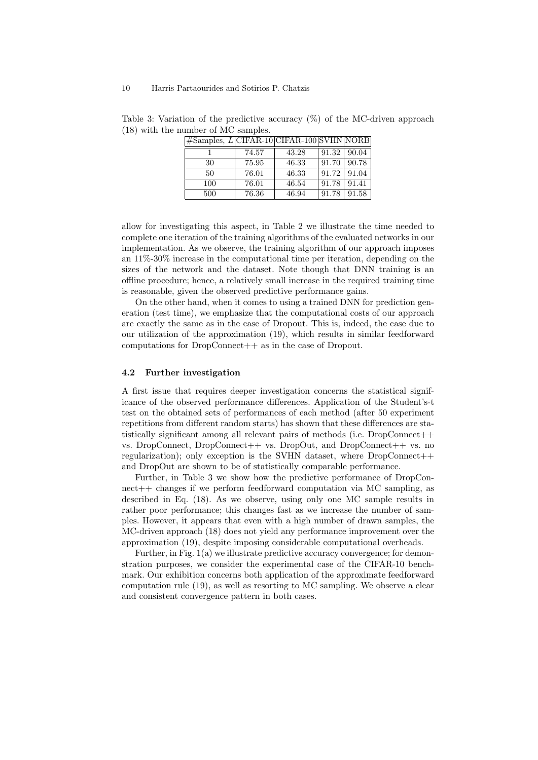Table 3: Variation of the predictive accuracy (%) of the MC-driven approach (18) with the number of MC samples.

| #Samples, $L$ | CIFAR-10 | CIFAR-100 | SVHN | NORB |
|---|---|---|---|---|
| 1 | 74.57 | 43.28 | 91.32 | 90.04 |
| 30 | 75.95 | 46.33 | 91.70 | 90.78 |
| 50 | 76.01 | 46.33 | 91.72 | 91.04 |
| 100 | 76.01 | 46.54 | 91.78 | 91.41 |
| 500 | 76.36 | 46.94 | 91.78 | 91.58 |

allow for investigating this aspect, in Table 2 we illustrate the time needed to complete one iteration of the training algorithms of the evaluated networks in our implementation. As we observe, the training algorithm of our approach imposes an 11%-30% increase in the computational time per iteration, depending on the sizes of the network and the dataset. Note though that DNN training is an offline procedure; hence, a relatively small increase in the required training time is reasonable, given the observed predictive performance gains.

On the other hand, when it comes to using a trained DNN for prediction generation (test time), we emphasize that the computational costs of our approach are exactly the same as in the case of Dropout. This is, indeed, the case due to our utilization of the approximation (19), which results in similar feedforward computations for DropConnect++ as in the case of Dropout.

### 4.2 Further investigation

A first issue that requires deeper investigation concerns the statistical significance of the observed performance differences. Application of the Student's-t test on the obtained sets of performances of each method (after 50 experiment repetitions from different random starts) has shown that these differences are statistically significant among all relevant pairs of methods (i.e. DropConnect++ vs. DropConnect, DropConnect++ vs. DropOut, and DropConnect++ vs. no regularization); only exception is the SVHN dataset, where DropConnect++ and DropOut are shown to be of statistically comparable performance.

Further, in Table 3 we show how the predictive performance of DropConnect++ changes if we perform feedforward computation via MC sampling, as described in Eq. (18). As we observe, using only one MC sample results in rather poor performance; this changes fast as we increase the number of samples. However, it appears that even with a high number of drawn samples, the MC-driven approach (18) does not yield any performance improvement over the approximation (19), despite imposing considerable computational overheads.

Further, in Fig. 1(a) we illustrate predictive accuracy convergence; for demonstration purposes, we consider the experimental case of the CIFAR-10 benchmark. Our exhibition concerns both application of the approximate feedforward computation rule (19), as well as resorting to MC sampling. We observe a clear and consistent convergence pattern in both cases.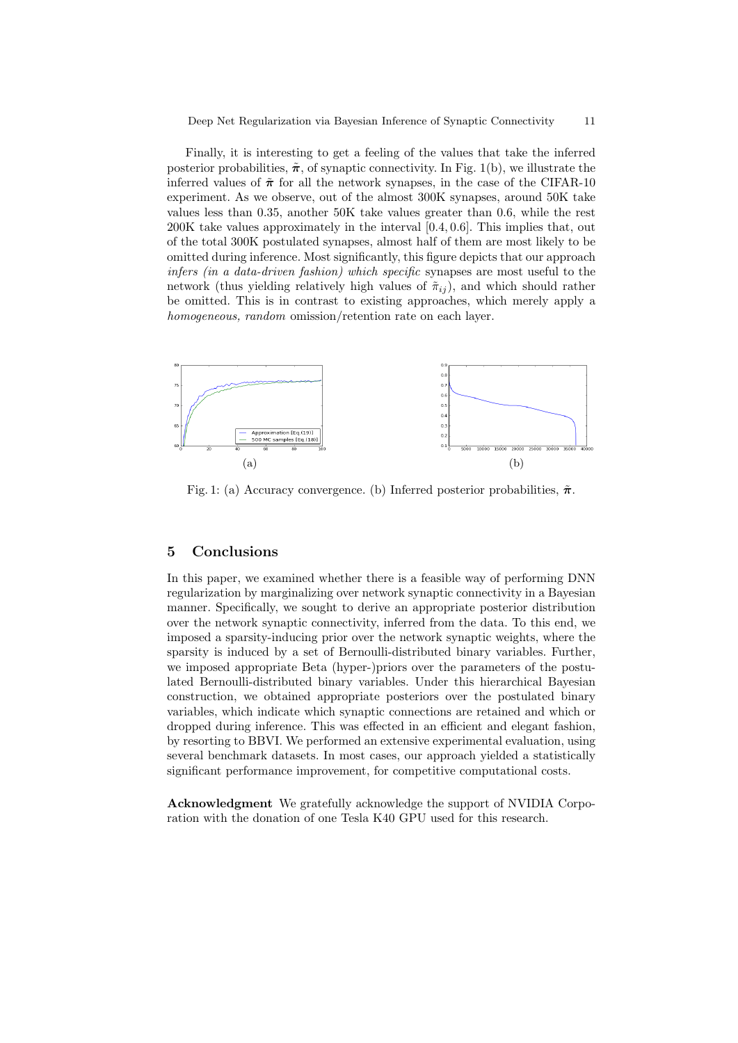Finally, it is interesting to get a feeling of the values that take the inferred posterior probabilities, $\tilde{\boldsymbol{\pi}}$, of synaptic connectivity. In Fig. 1(b), we illustrate the inferred values of $\tilde{\boldsymbol{\pi}}$ for all the network synapses, in the case of the CIFAR-10 experiment. As we observe, out of the almost 300K synapses, around 50K take values less than 0.35, another 50K take values greater than 0.6, while the rest 200K take values approximately in the interval $[0.4, 0.6]$. This implies that, out of the total 300K postulated synapses, almost half of them are most likely to be omitted during inference. Most significantly, this figure depicts that our approach *infers (in a data-driven fashion) which specific* synapses are most useful to the network (thus yielding relatively high values of $\tilde{\pi}_{ij}$), and which should rather be omitted. This is in contrast to existing approaches, which merely apply a *homogeneous, random* omission/retention rate on each layer.

(a)

(b)

Fig. 1: (a) Accuracy convergence. (b) Inferred posterior probabilities, $\tilde{\boldsymbol{\pi}}$.

## 5 Conclusions

In this paper, we examined whether there is a feasible way of performing DNN regularization by marginalizing over network synaptic connectivity in a Bayesian manner. Specifically, we sought to derive an appropriate posterior distribution over the network synaptic connectivity, inferred from the data. To this end, we imposed a sparsity-inducing prior over the network synaptic weights, where the sparsity is induced by a set of Bernoulli-distributed binary variables. Further, we imposed appropriate Beta (hyper-)priors over the parameters of the postulated Bernoulli-distributed binary variables. Under this hierarchical Bayesian construction, we obtained appropriate posteriors over the postulated binary variables, which indicate which synaptic connections are retained and which or dropped during inference. This was effected in an efficient and elegant fashion, by resorting to BBVI. We performed an extensive experimental evaluation, using several benchmark datasets. In most cases, our approach yielded a statistically significant performance improvement, for competitive computational costs.

**Acknowledgment** We gratefully acknowledge the support of NVIDIA Corporation with the donation of one Tesla K40 GPU used for this research.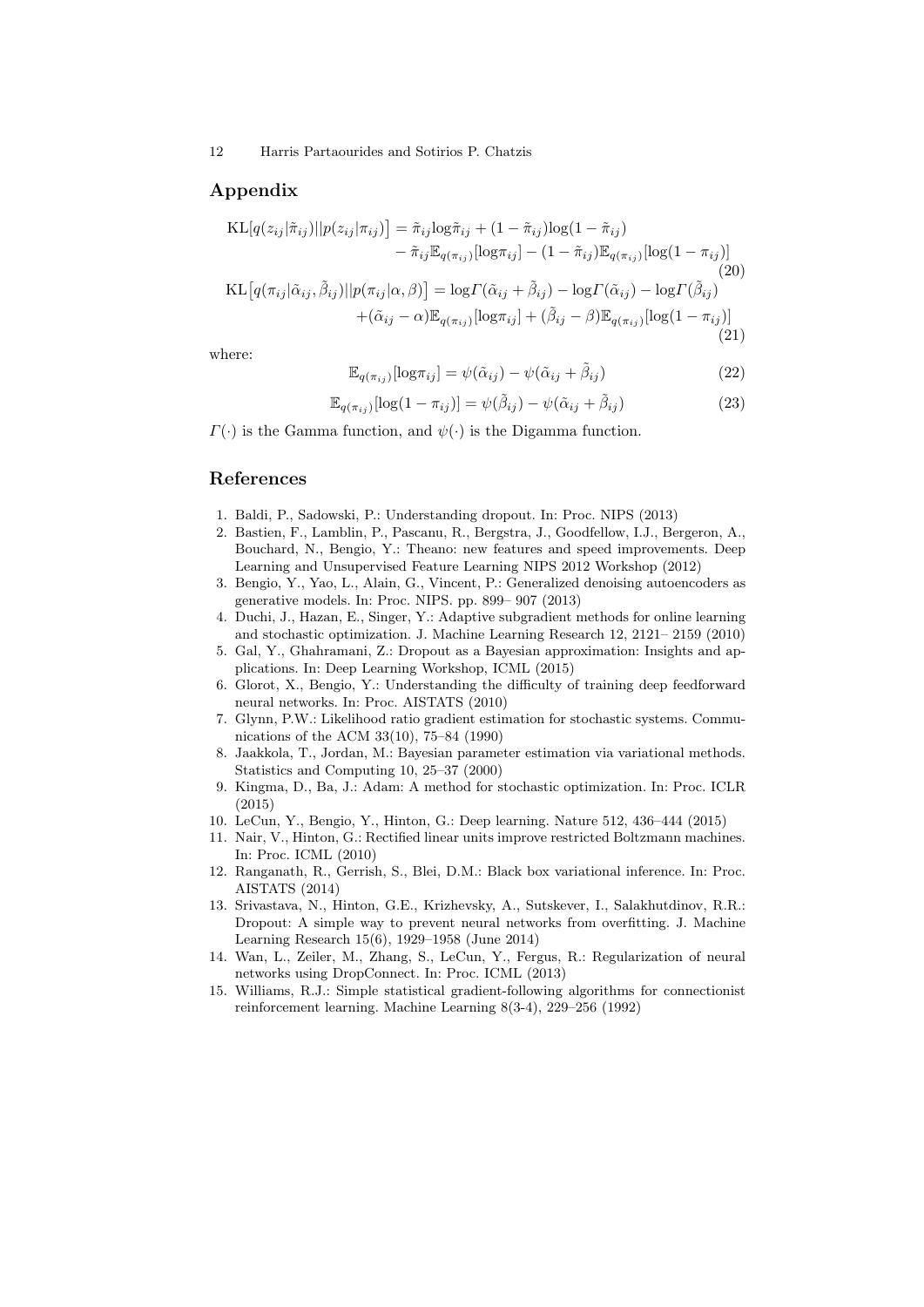## Appendix

$$
\begin{aligned}
\mathrm{KL}\big[q(z_{ij}|\tilde{\pi}_{ij})||p(z_{ij}|\pi_{ij})\big] &= \tilde{\pi}_{ij}\log\tilde{\pi}_{ij} + (1-\tilde{\pi}_{ij})\log(1-\tilde{\pi}_{ij}) \\
&\quad - \tilde{\pi}_{ij}\mathbb{E}_{q(\pi_{ij})}[\log\pi_{ij}] - (1-\tilde{\pi}_{ij})\mathbb{E}_{q(\pi_{ij})}[\log(1-\pi_{ij})]
\end{aligned} \tag{20}
$$

$$
\begin{aligned}
\mathrm{KL}\big[q(\pi_{ij}|\tilde{\alpha}_{ij},\tilde{\beta}_{ij})||p(\pi_{ij}|\alpha,\beta)\big] &= \log\Gamma(\tilde{\alpha}_{ij}+\tilde{\beta}_{ij}) - \log\Gamma(\tilde{\alpha}_{ij}) - \log\Gamma(\tilde{\beta}_{ij}) \\
&\quad + (\tilde{\alpha}_{ij}-\alpha)\mathbb{E}_{q(\pi_{ij})}[\log\pi_{ij}] + (\tilde{\beta}_{ij}-\beta)\mathbb{E}_{q(\pi_{ij})}[\log(1-\pi_{ij})]
\end{aligned} \tag{21}
$$

where:

$$
\mathbb{E}_{q(\pi_{ij})}[\log\pi_{ij}] = \psi(\tilde{\alpha}_{ij}) - \psi(\tilde{\alpha}_{ij}+\tilde{\beta}_{ij}) \tag{22}
$$

$$
\mathbb{E}_{q(\pi_{ij})}[\log(1-\pi_{ij})] = \psi(\tilde{\beta}_{ij}) - \psi(\tilde{\alpha}_{ij}+\tilde{\beta}_{ij}) \tag{23}
$$

$\Gamma(\cdot)$ is the Gamma function, and $\psi(\cdot)$ is the Digamma function.

## References

1. Baldi, P., Sadowski, P.: Understanding dropout. In: Proc. NIPS (2013)
2. Bastien, F., Lamblin, P., Pascanu, R., Bergstra, J., Goodfellow, I.J., Bergeron, A., Bouchard, N., Bengio, Y.: Theano: new features and speed improvements. Deep Learning and Unsupervised Feature Learning NIPS 2012 Workshop (2012)
3. Bengio, Y., Yao, L., Alain, G., Vincent, P.: Generalized denoising autoencoders as generative models. In: Proc. NIPS. pp. 899– 907 (2013)
4. Duchi, J., Hazan, E., Singer, Y.: Adaptive subgradient methods for online learning and stochastic optimization. J. Machine Learning Research 12, 2121– 2159 (2010)
5. Gal, Y., Ghahramani, Z.: Dropout as a Bayesian approximation: Insights and applications. In: Deep Learning Workshop, ICML (2015)
6. Glorot, X., Bengio, Y.: Understanding the difficulty of training deep feedforward neural networks. In: Proc. AISTATS (2010)
7. Glynn, P.W.: Likelihood ratio gradient estimation for stochastic systems. Communications of the ACM 33(10), 75–84 (1990)
8. Jaakkola, T., Jordan, M.: Bayesian parameter estimation via variational methods. Statistics and Computing 10, 25–37 (2000)
9. Kingma, D., Ba, J.: Adam: A method for stochastic optimization. In: Proc. ICLR (2015)
10. LeCun, Y., Bengio, Y., Hinton, G.: Deep learning. Nature 512, 436–444 (2015)
11. Nair, V., Hinton, G.: Rectified linear units improve restricted Boltzmann machines. In: Proc. ICML (2010)
12. Ranganath, R., Gerrish, S., Blei, D.M.: Black box variational inference. In: Proc. AISTATS (2014)
13. Srivastava, N., Hinton, G.E., Krizhevsky, A., Sutskever, I., Salakhutdinov, R.R.: Dropout: A simple way to prevent neural networks from overfitting. J. Machine Learning Research 15(6), 1929–1958 (June 2014)
14. Wan, L., Zeiler, M., Zhang, S., LeCun, Y., Fergus, R.: Regularization of neural networks using DropConnect. In: Proc. ICML (2013)
15. Williams, R.J.: Simple statistical gradient-following algorithms for connectionist reinforcement learning. Machine Learning 8(3-4), 229–256 (1992)